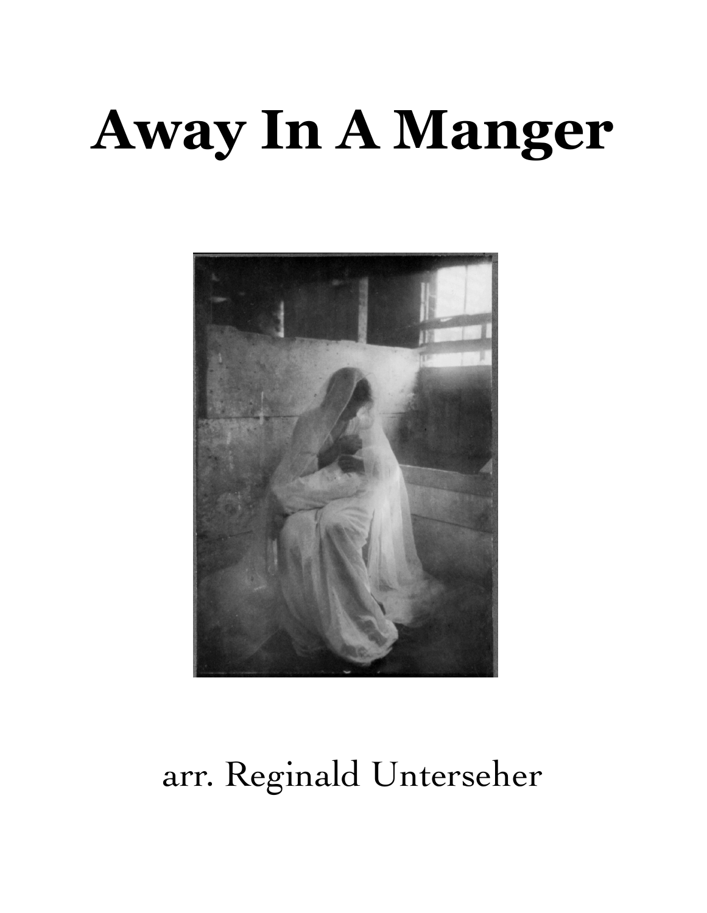# Away In A Manger

arr. Reginald Unterseher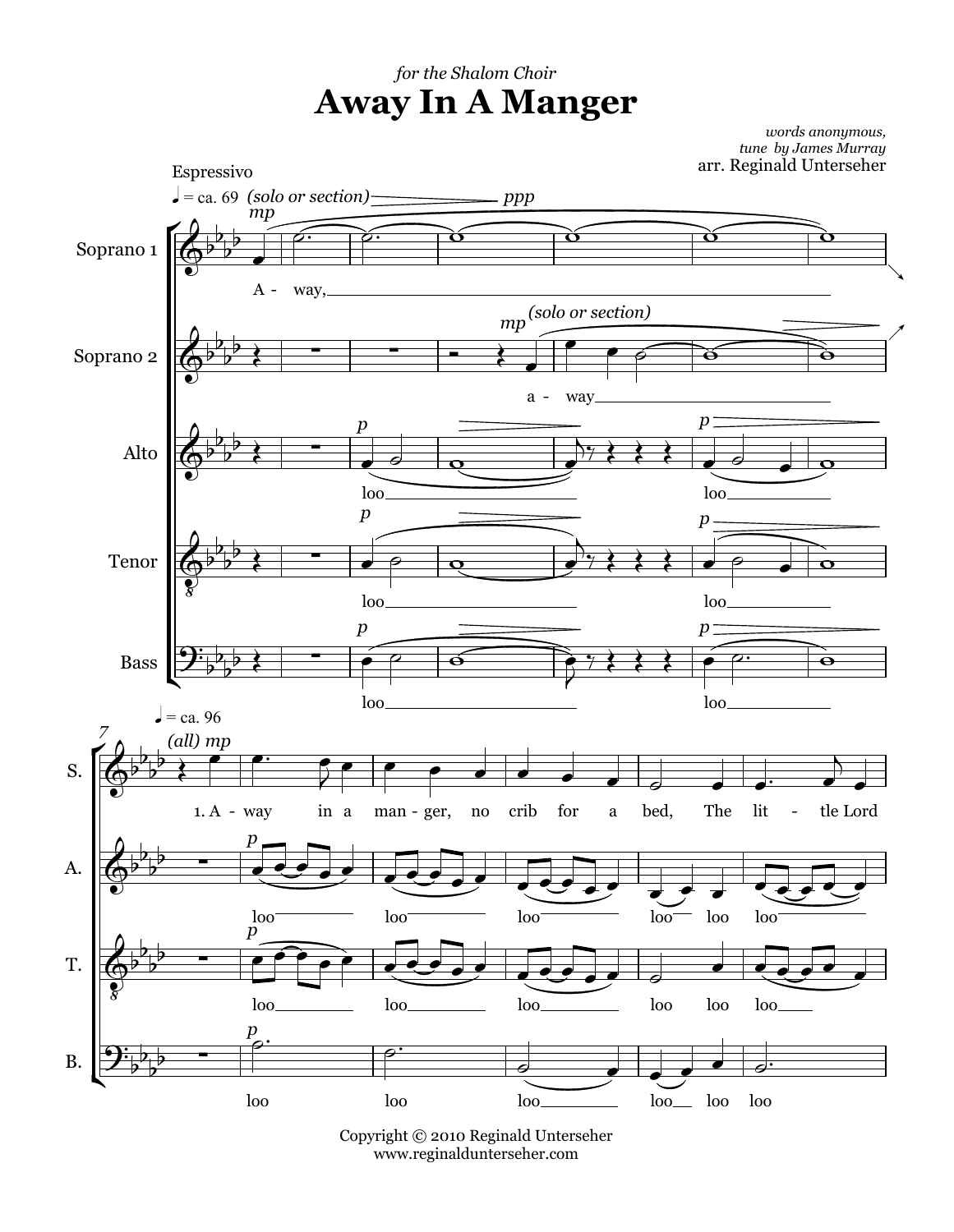*for the Shalom Choir*

# Away In A Manger

*words anonymous,*
*tune by James Murray*
arr. Reginald Unterseher

Copyright © 2010 Reginald Unterseher
www.reginaldunterseher.com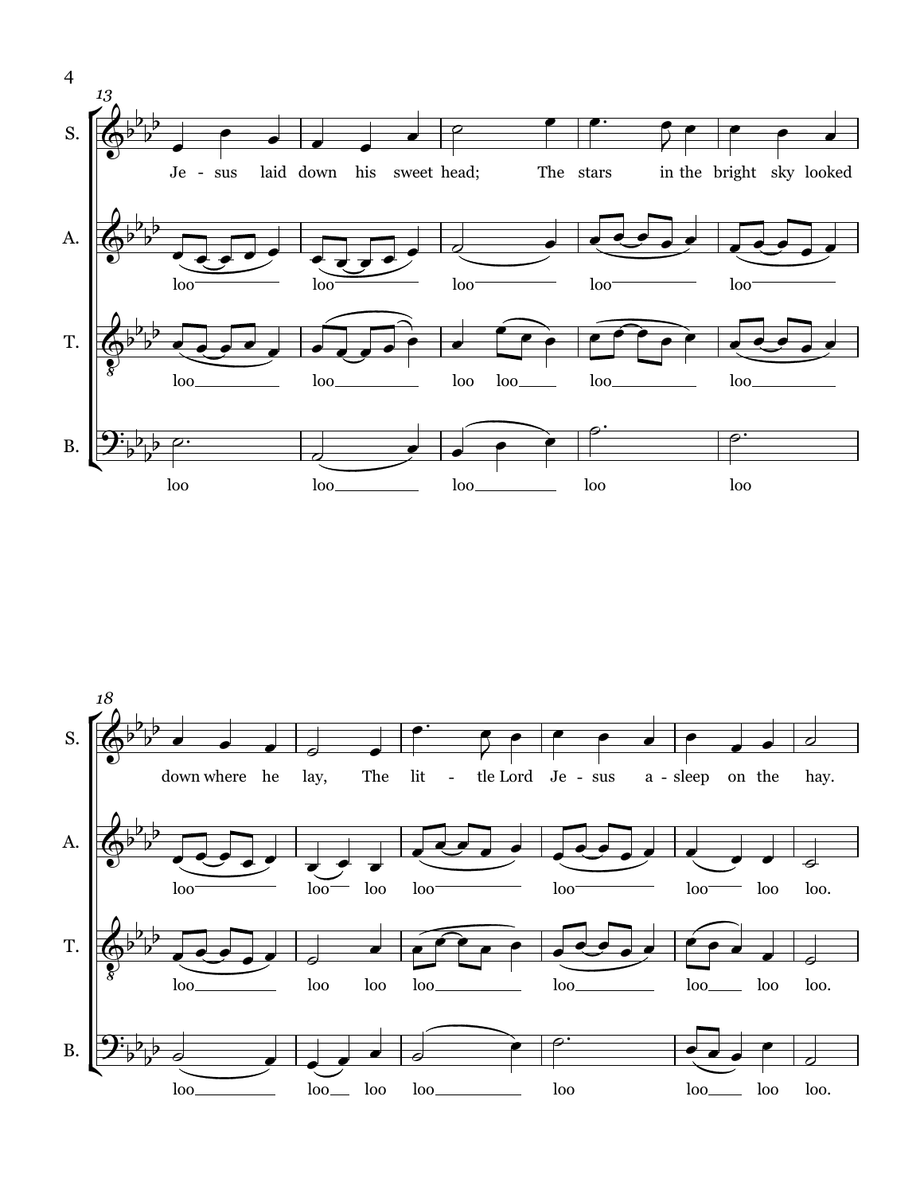13

S. Je - sus laid down his sweet head; The stars in the bright sky looked

A. loo loo loo loo loo

T. loo loo loo loo loo loo

B. loo loo loo loo loo

18

S. down where he lay, The lit - tle Lord Je - sus a - sleep on the hay.

A. loo loo loo loo loo loo loo loo.

T. loo loo loo loo loo loo loo loo.

B. loo loo loo loo loo loo loo loo.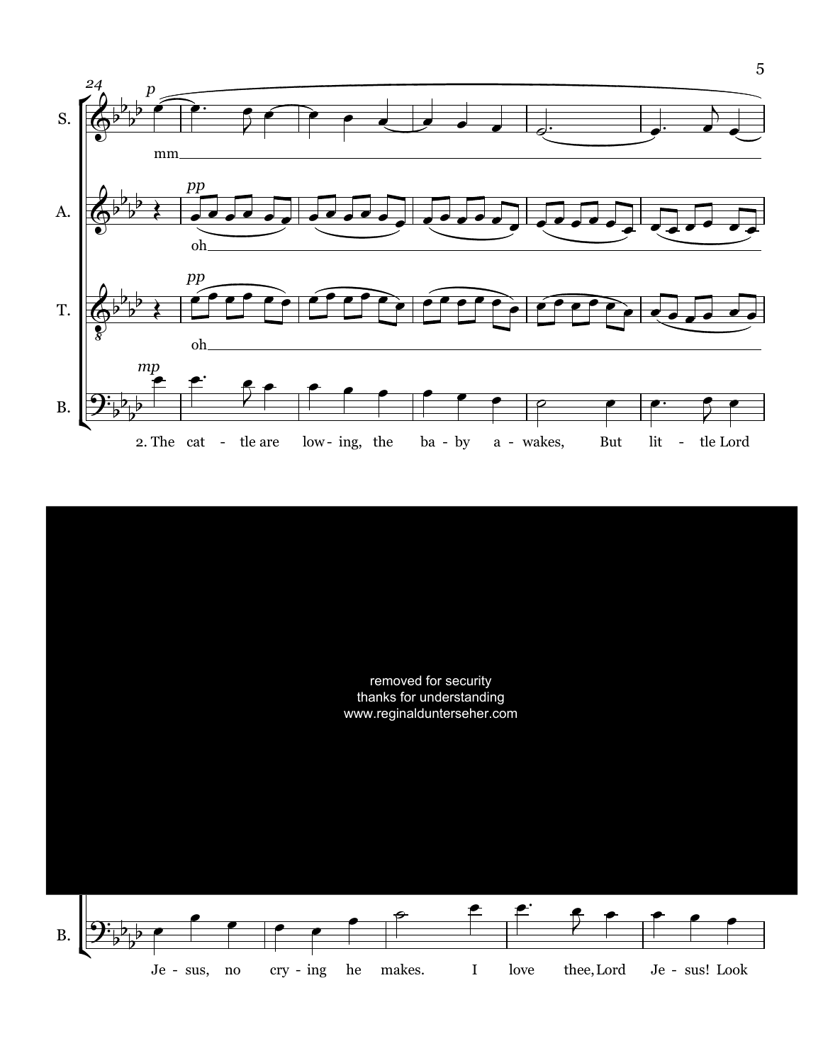24

S. *p* mm

A. *pp* oh

T. *pp* oh

B. *mp* 2. The cat - tle are low - ing, the ba - by a - wakes, But lit - tle Lord

removed for security
thanks for understanding
www.reginaldunterseher.com

B. Je - sus, no cry - ing he makes. I love thee, Lord Je - sus! Look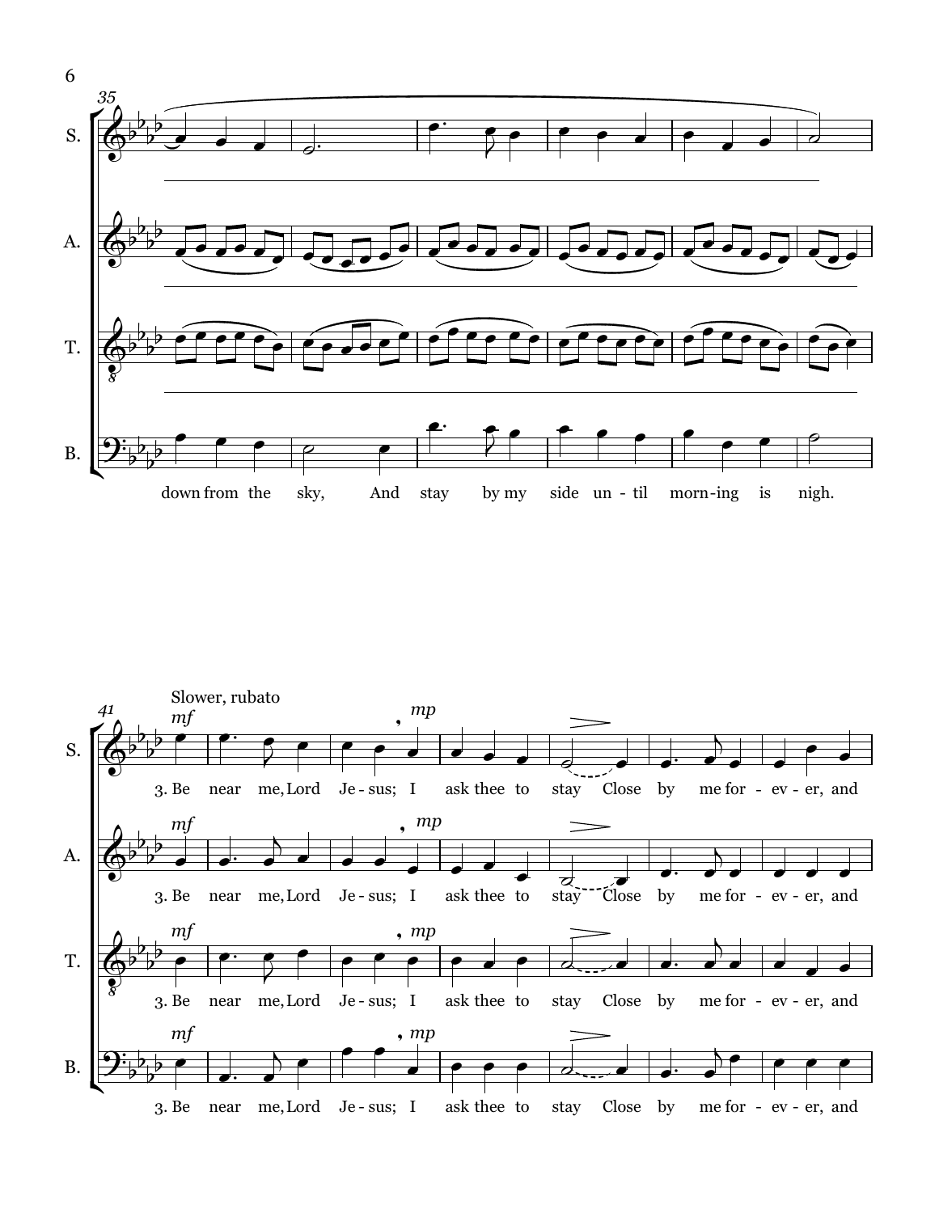down from the sky, And stay by my side un - til morn-ing is nigh.

Slower, rubato

*mf* 3. Be near me, Lord Je - sus; I *mp* ask thee to stay Close by me for - ev - er, and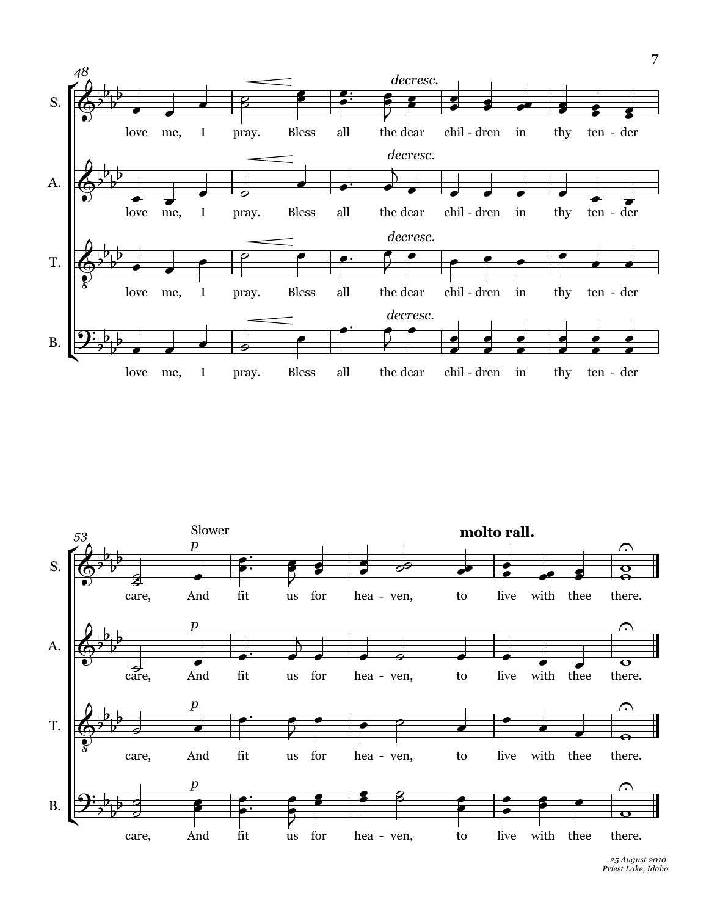love me, I pray. Bless all the dear chil - dren in thy ten - der

care, And fit us for hea - ven, to live with thee there.

*25 August 2010*
*Priest Lake, Idaho*